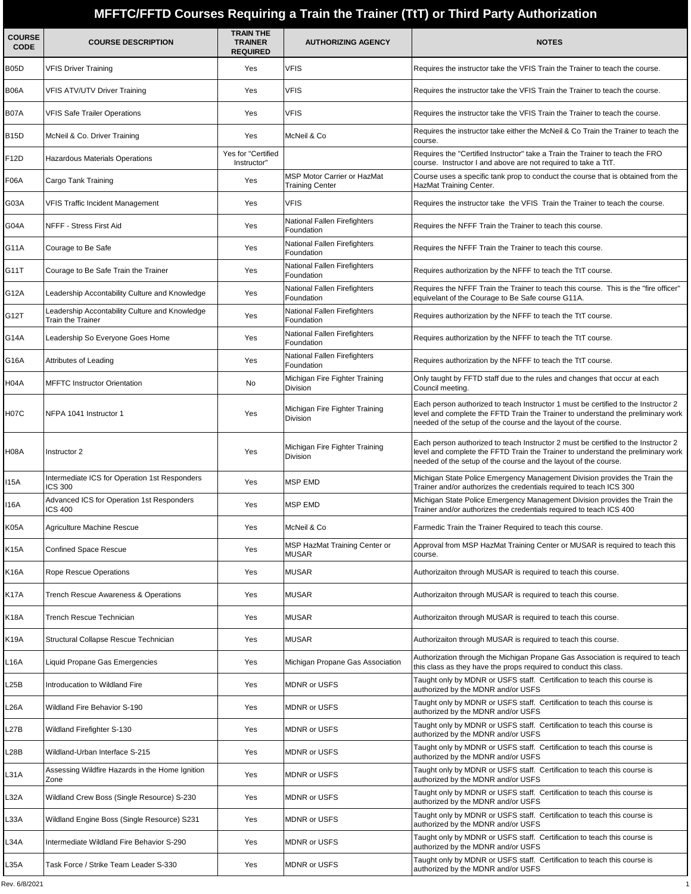# MFFTC/FFTD Courses Requiring a Train the Trainer (TtT) or Third Party Authorization

| COURSE CODE | COURSE DESCRIPTION | TRAIN THE TRAINER REQUIRED | AUTHORIZING AGENCY | NOTES |
|---|---|---|---|---|
| B05D | VFIS Driver Training | Yes | VFIS | Requires the instructor take the VFIS Train the Trainer to teach the course. |
| B06A | VFIS ATV/UTV Driver Training | Yes | VFIS | Requires the instructor take the VFIS Train the Trainer to teach the course. |
| B07A | VFIS Safe Trailer Operations | Yes | VFIS | Requires the instructor take the VFIS Train the Trainer to teach the course. |
| B15D | McNeil & Co. Driver Training | Yes | McNeil & Co | Requires the instructor take either the McNeil & Co Train the Trainer to teach the course. |
| F12D | Hazardous Materials Operations | Yes for "Certified Instructor" | | Requires the "Certified Instructor" take a Train the Trainer to teach the FRO course. Instructor I and above are not required to take a TtT. |
| F06A | Cargo Tank Training | Yes | MSP Motor Carrier or HazMat Training Center | Course uses a specific tank prop to conduct the course that is obtained from the HazMat Training Center. |
| G03A | VFIS Traffic Incident Management | Yes | VFIS | Requires the instructor take the VFIS Train the Trainer to teach the course. |
| G04A | NFFF - Stress First Aid | Yes | National Fallen Firefighters Foundation | Requires the NFFF Train the Trainer to teach this course. |
| G11A | Courage to Be Safe | Yes | National Fallen Firefighters Foundation | Requires the NFFF Train the Trainer to teach this course. |
| G11T | Courage to Be Safe Train the Trainer | Yes | National Fallen Firefighters Foundation | Requires authorization by the NFFF to teach the TtT course. |
| G12A | Leadership Accontability Culture and Knowledge | Yes | National Fallen Firefighters Foundation | Requires the NFFF Train the Trainer to teach this course. This is the "fire officer" equivelant of the Courage to Be Safe course G11A. |
| G12T | Leadership Accontability Culture and Knowledge Train the Trainer | Yes | National Fallen Firefighters Foundation | Requires authorization by the NFFF to teach the TtT course. |
| G14A | Leadership So Everyone Goes Home | Yes | National Fallen Firefighters Foundation | Requires authorization by the NFFF to teach the TtT course. |
| G16A | Attributes of Leading | Yes | National Fallen Firefighters Foundation | Requires authorization by the NFFF to teach the TtT course. |
| H04A | MFFTC Instructor Orientation | No | Michigan Fire Fighter Training Division | Only taught by FFTD staff due to the rules and changes that occur at each Council meeting. |
| H07C | NFPA 1041 Instructor 1 | Yes | Michigan Fire Fighter Training Division | Each person authorized to teach Instructor 1 must be certified to the Instructor 2 level and complete the FFTD Train the Trainer to understand the preliminary work needed of the setup of the course and the layout of the course. |
| H08A | Instructor 2 | Yes | Michigan Fire Fighter Training Division | Each person authorized to teach Instructor 2 must be certified to the Instructor 2 level and complete the FFTD Train the Trainer to understand the preliminary work needed of the setup of the course and the layout of the course. |
| I15A | Intermediate ICS for Operation 1st Responders ICS 300 | Yes | MSP EMD | Michigan State Police Emergency Management Division provides the Train the Trainer and/or authorizes the credentials required to teach ICS 300 |
| I16A | Advanced ICS for Operation 1st Responders ICS 400 | Yes | MSP EMD | Michigan State Police Emergency Management Division provides the Train the Trainer and/or authorizes the credentials required to teach ICS 400 |
| K05A | Agriculture Machine Rescue | Yes | McNeil & Co | Farmedic Train the Trainer Required to teach this course. |
| K15A | Confined Space Rescue | Yes | MSP HazMat Training Center or MUSAR | Approval from MSP HazMat Training Center or MUSAR is required to teach this course. |
| K16A | Rope Rescue Operations | Yes | MUSAR | Authorizaiton through MUSAR is required to teach this course. |
| K17A | Trench Rescue Awareness & Operations | Yes | MUSAR | Authorizaiton through MUSAR is required to teach this course. |
| K18A | Trench Rescue Technician | Yes | MUSAR | Authorizaiton through MUSAR is required to teach this course. |
| K19A | Structural Collapse Rescue Technician | Yes | MUSAR | Authorizaiton through MUSAR is required to teach this course. |
| L16A | Liquid Propane Gas Emergencies | Yes | Michigan Propane Gas Association | Authorization through the Michigan Propane Gas Association is required to teach this class as they have the props required to conduct this class. |
| L25B | Introducation to Wildland Fire | Yes | MDNR or USFS | Taught only by MDNR or USFS staff. Certification to teach this course is authorized by the MDNR and/or USFS |
| L26A | Wildland Fire Behavior S-190 | Yes | MDNR or USFS | Taught only by MDNR or USFS staff. Certification to teach this course is authorized by the MDNR and/or USFS |
| L27B | Wildland Firefighter S-130 | Yes | MDNR or USFS | Taught only by MDNR or USFS staff. Certification to teach this course is authorized by the MDNR and/or USFS |
| L28B | Wildland-Urban Interface S-215 | Yes | MDNR or USFS | Taught only by MDNR or USFS staff. Certification to teach this course is authorized by the MDNR and/or USFS |
| L31A | Assessing Wildfire Hazards in the Home Ignition Zone | Yes | MDNR or USFS | Taught only by MDNR or USFS staff. Certification to teach this course is authorized by the MDNR and/or USFS |
| L32A | Wildland Crew Boss (Single Resource) S-230 | Yes | MDNR or USFS | Taught only by MDNR or USFS staff. Certification to teach this course is authorized by the MDNR and/or USFS |
| L33A | Wildland Engine Boss (Single Resource) S231 | Yes | MDNR or USFS | Taught only by MDNR or USFS staff. Certification to teach this course is authorized by the MDNR and/or USFS |
| L34A | Intermediate Wildland Fire Behavior S-290 | Yes | MDNR or USFS | Taught only by MDNR or USFS staff. Certification to teach this course is authorized by the MDNR and/or USFS |
| L35A | Task Force / Strike Team Leader S-330 | Yes | MDNR or USFS | Taught only by MDNR or USFS staff. Certification to teach this course is authorized by the MDNR and/or USFS |

Rev. 6/8/2021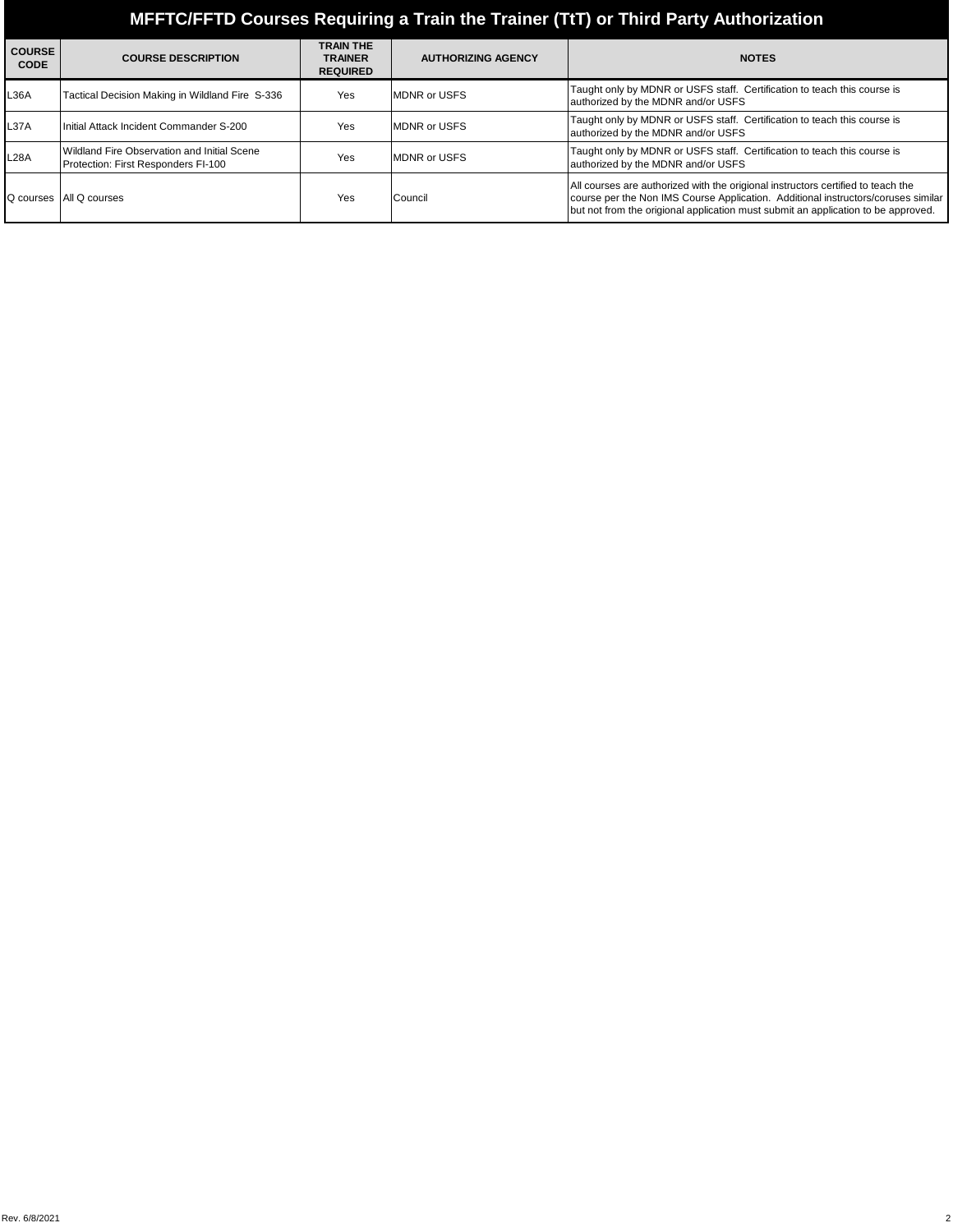# MFFTC/FFTD Courses Requiring a Train the Trainer (TtT) or Third Party Authorization

| COURSE CODE | COURSE DESCRIPTION | TRAIN THE TRAINER REQUIRED | AUTHORIZING AGENCY | NOTES |
|---|---|---|---|---|
| L36A | Tactical Decision Making in Wildland Fire S-336 | Yes | MDNR or USFS | Taught only by MDNR or USFS staff. Certification to teach this course is authorized by the MDNR and/or USFS |
| L37A | Initial Attack Incident Commander S-200 | Yes | MDNR or USFS | Taught only by MDNR or USFS staff. Certification to teach this course is authorized by the MDNR and/or USFS |
| L28A | Wildland Fire Observation and Initial Scene Protection: First Responders FI-100 | Yes | MDNR or USFS | Taught only by MDNR or USFS staff. Certification to teach this course is authorized by the MDNR and/or USFS |
| Q courses | All Q courses | Yes | Council | All courses are authorized with the origional instructors certified to teach the course per the Non IMS Course Application. Additional instructors/coruses similar but not from the origional application must submit an application to be approved. |

Rev. 6/8/2021